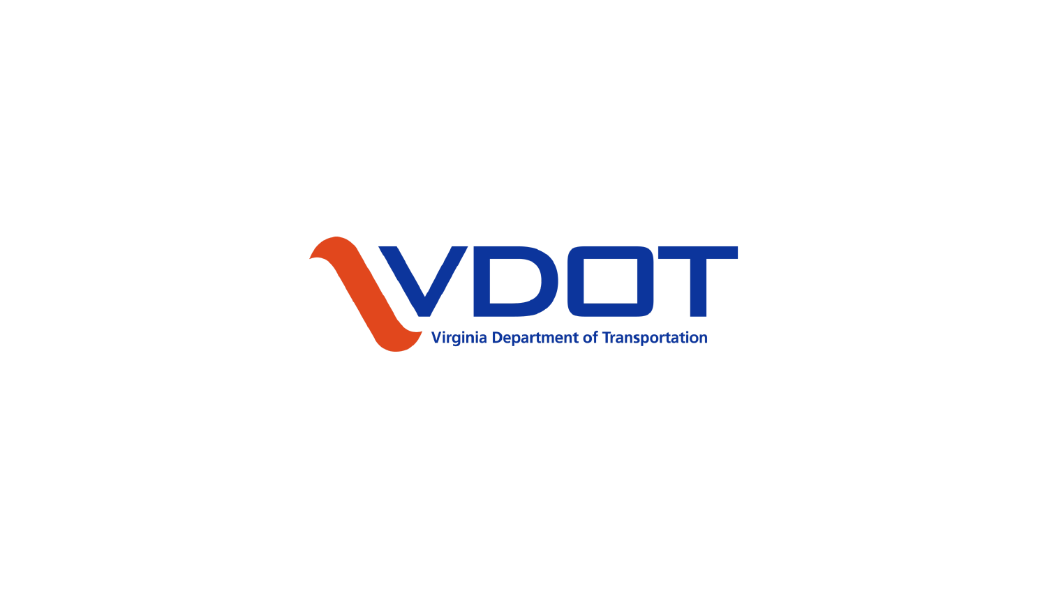VDOT

Virginia Department of Transportation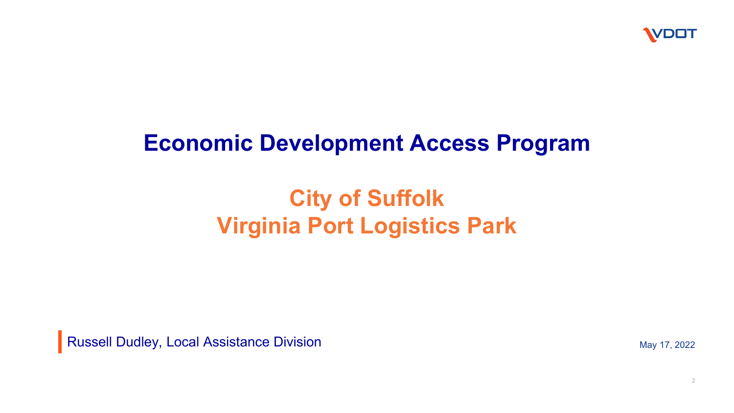# Economic Development Access Program

## City of Suffolk
## Virginia Port Logistics Park

Russell Dudley, Local Assistance Division

May 17, 2022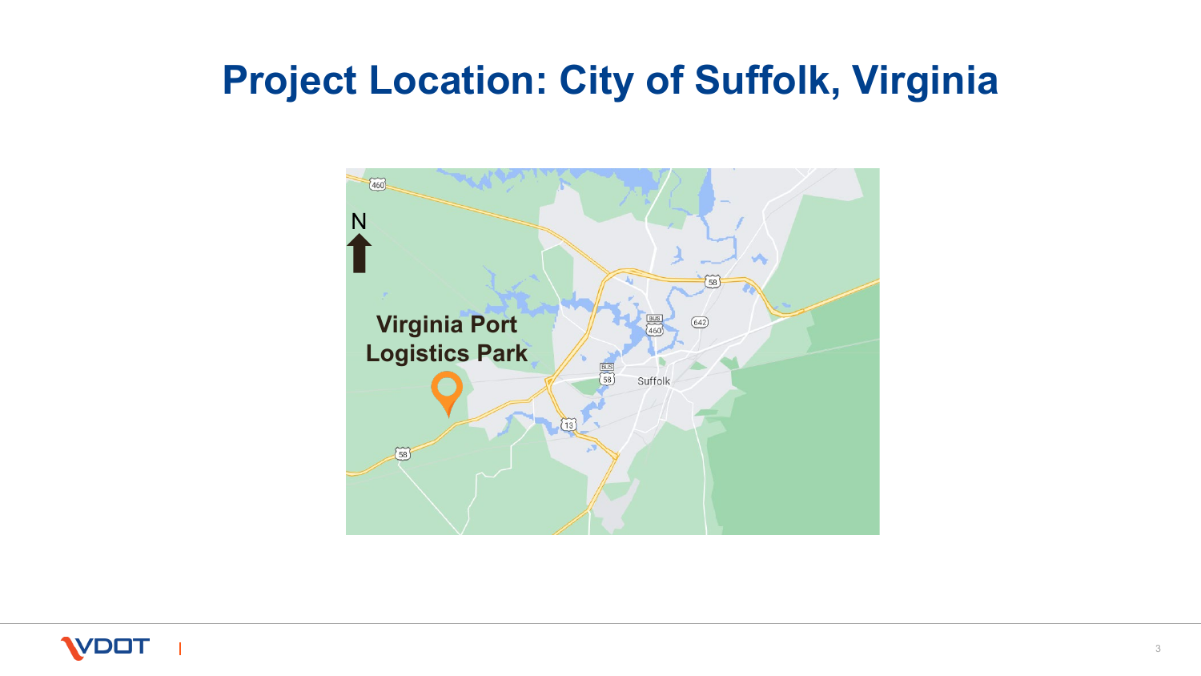# Project Location: City of Suffolk, Virginia

Virginia Port Logistics Park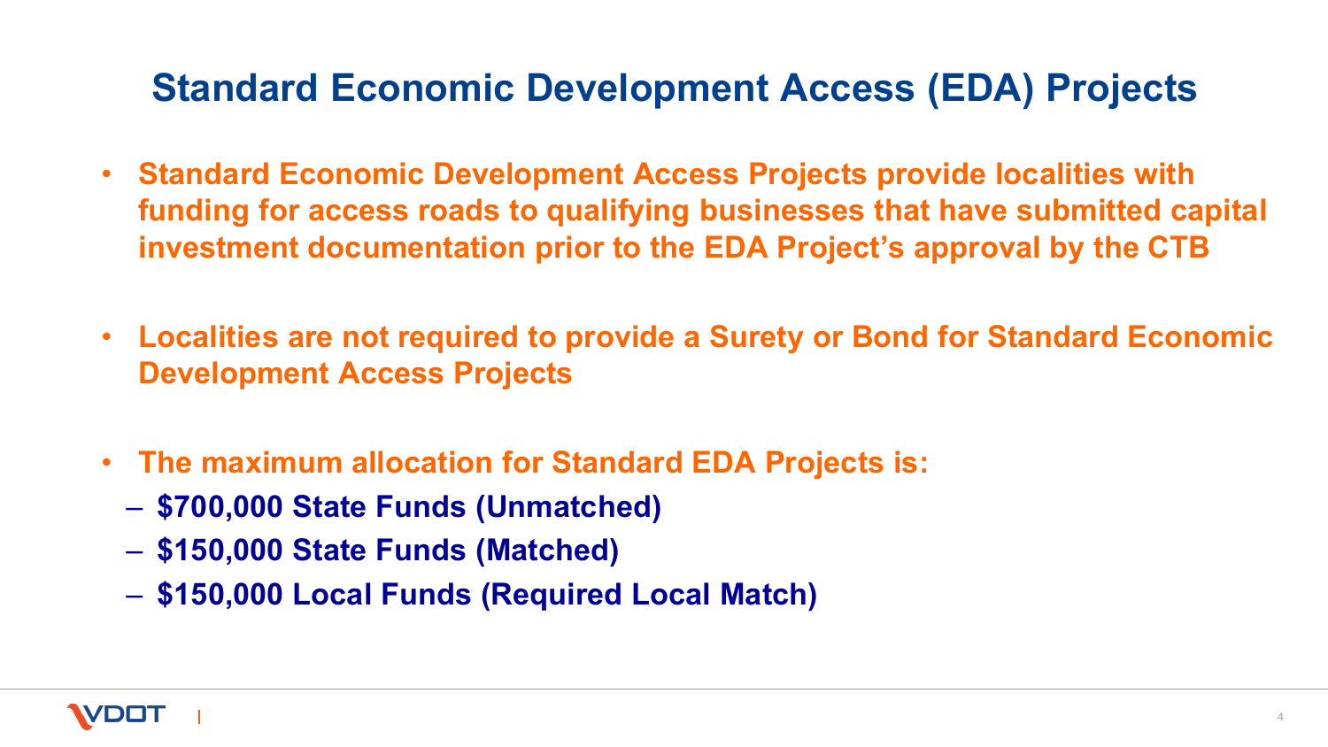# Standard Economic Development Access (EDA) Projects

- **Standard Economic Development Access Projects provide localities with funding for access roads to qualifying businesses that have submitted capital investment documentation prior to the EDA Project's approval by the CTB**
- **Localities are not required to provide a Surety or Bond for Standard Economic Development Access Projects**
- **The maximum allocation for Standard EDA Projects is:**
  - **$700,000 State Funds (Unmatched)**
  - **$150,000 State Funds (Matched)**
  - **$150,000 Local Funds (Required Local Match)**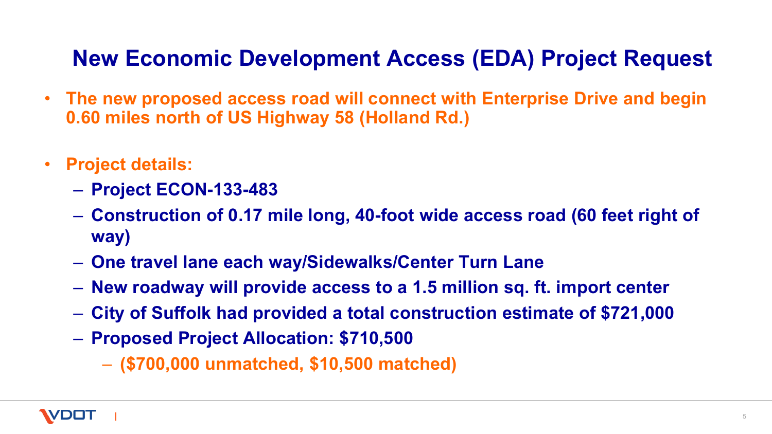# New Economic Development Access (EDA) Project Request

- **The new proposed access road will connect with Enterprise Drive and begin 0.60 miles north of US Highway 58 (Holland Rd.)**
- **Project details:**
  - **Project ECON-133-483**
  - **Construction of 0.17 mile long, 40-foot wide access road (60 feet right of way)**
  - **One travel lane each way/Sidewalks/Center Turn Lane**
  - **New roadway will provide access to a 1.5 million sq. ft. import center**
  - **City of Suffolk had provided a total construction estimate of $721,000**
  - **Proposed Project Allocation: $710,500**
    - **($700,000 unmatched, $10,500 matched)**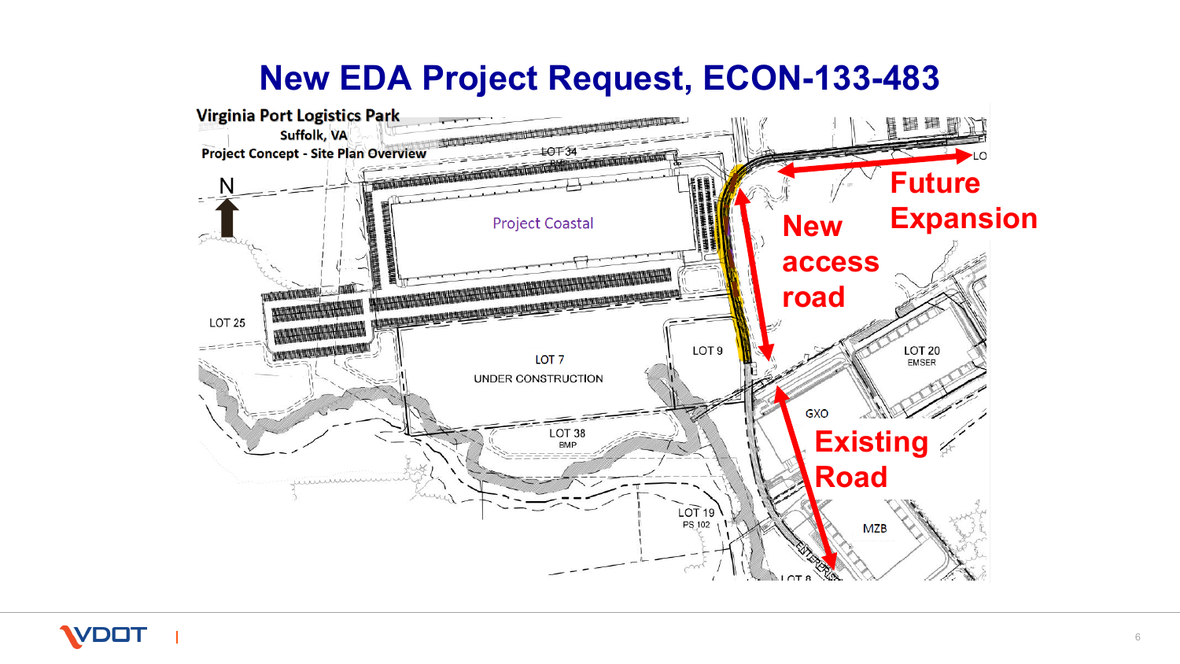# New EDA Project Request, ECON-133-483

**Virginia Port Logistics Park**
Suffolk, VA
**Project Concept - Site Plan Overview**

N

LOT 34

Project Coastal

LOT 25

LOT 7
UNDER CONSTRUCTION

LOT 9

LOT 38
BMP

LOT 19
PS 102

LOT 20
EMSER

GXO

MZB

LOT 8

**New access road**

**Future Expansion**

**Existing Road**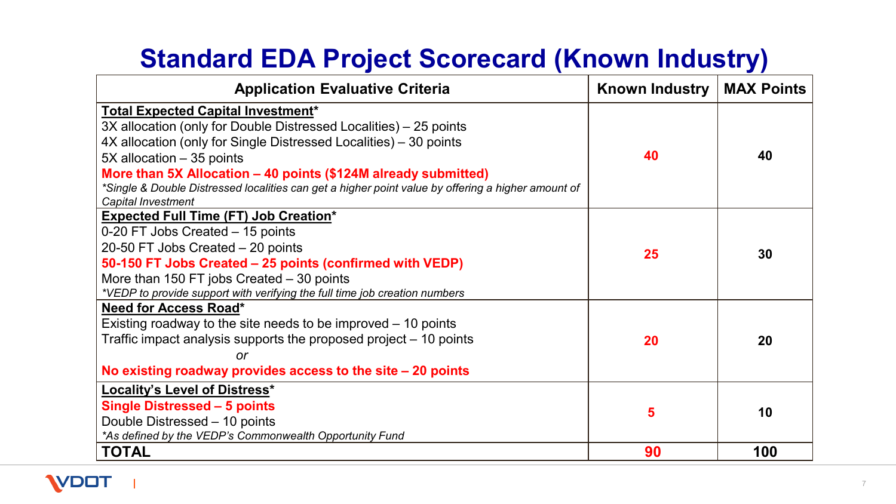# Standard EDA Project Scorecard (Known Industry)

| Application Evaluative Criteria | Known Industry | MAX Points |
|---|---|---|
| <u>**Total Expected Capital Investment**</u>*<br>3X allocation (only for Double Distressed Localities) – 25 points<br>4X allocation (only for Single Distressed Localities) – 30 points<br>5X allocation – 35 points<br>**More than 5X Allocation – 40 points ($124M already submitted)**<br>*\*Single & Double Distressed localities can get a higher point value by offering a higher amount of Capital Investment* | **40** | **40** |
| <u>**Expected Full Time (FT) Job Creation**</u>*<br>0-20 FT Jobs Created – 15 points<br>20-50 FT Jobs Created – 20 points<br>**50-150 FT Jobs Created – 25 points (confirmed with VEDP)**<br>More than 150 FT jobs Created – 30 points<br>*\*VEDP to provide support with verifying the full time job creation numbers* | **25** | **30** |
| <u>**Need for Access Road**</u>*<br>Existing roadway to the site needs to be improved – 10 points<br>Traffic impact analysis supports the proposed project – 10 points<br>*or*<br>**No existing roadway provides access to the site – 20 points** | **20** | **20** |
| <u>**Locality's Level of Distress**</u>*<br>**Single Distressed – 5 points**<br>Double Distressed – 10 points<br>*\*As defined by the VEDP's Commonwealth Opportunity Fund* | **5** | **10** |
| **TOTAL** | **90** | **100** |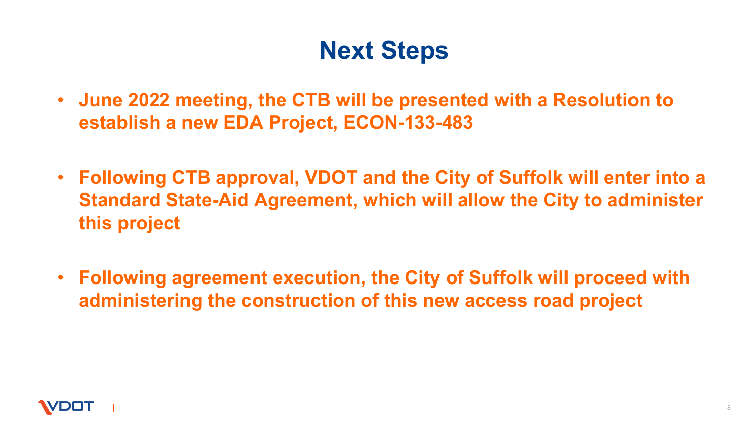# Next Steps

- **June 2022 meeting, the CTB will be presented with a Resolution to establish a new EDA Project, ECON-133-483**
- **Following CTB approval, VDOT and the City of Suffolk will enter into a Standard State-Aid Agreement, which will allow the City to administer this project**
- **Following agreement execution, the City of Suffolk will proceed with administering the construction of this new access road project**